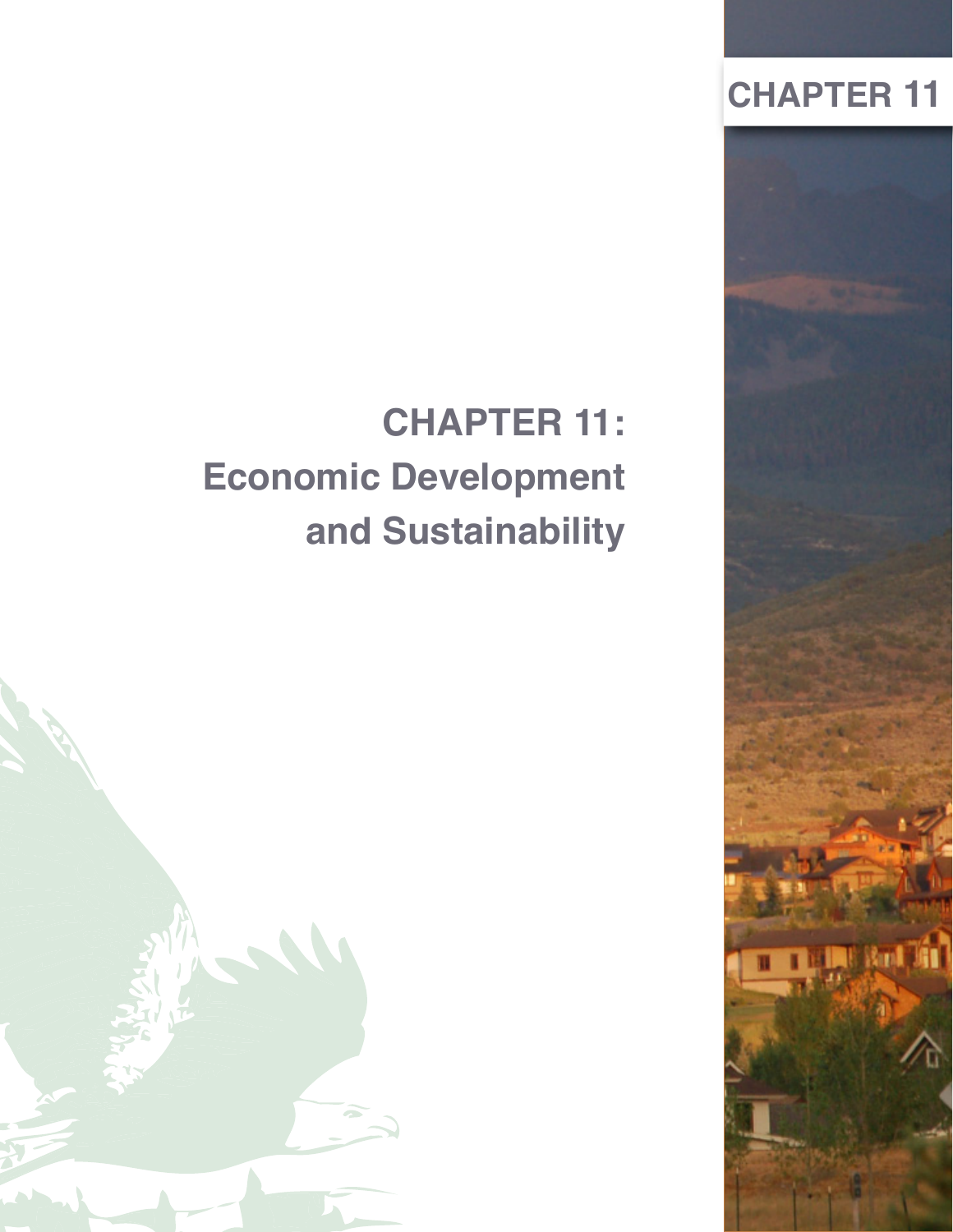# CHAPTER 11: Economic Development and Sustainability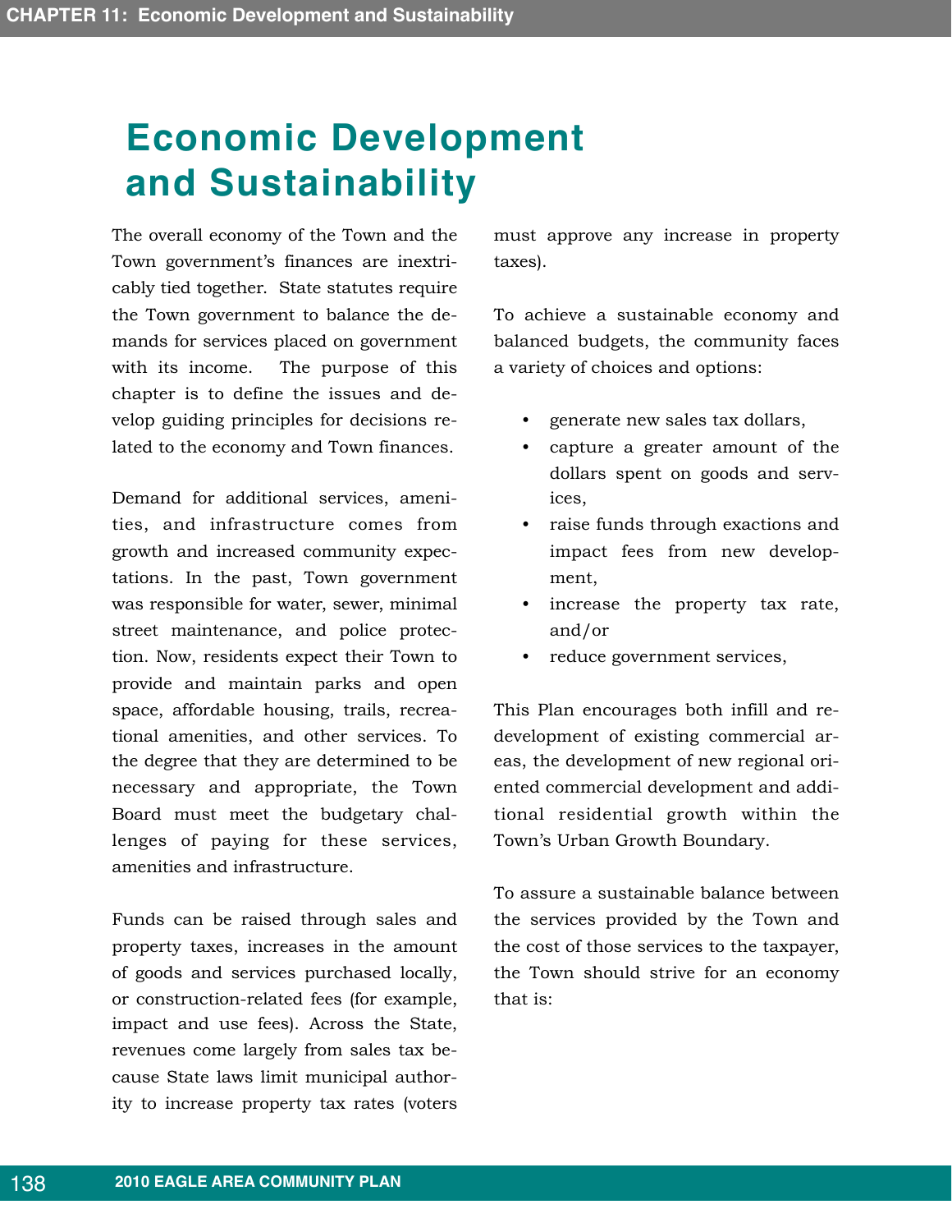# Economic Development and Sustainability

The overall economy of the Town and the Town government's finances are inextricably tied together. State statutes require the Town government to balance the demands for services placed on government with its income. The purpose of this chapter is to define the issues and develop guiding principles for decisions related to the economy and Town finances.

Demand for additional services, amenities, and infrastructure comes from growth and increased community expectations. In the past, Town government was responsible for water, sewer, minimal street maintenance, and police protection. Now, residents expect their Town to provide and maintain parks and open space, affordable housing, trails, recreational amenities, and other services. To the degree that they are determined to be necessary and appropriate, the Town Board must meet the budgetary challenges of paying for these services, amenities and infrastructure.

Funds can be raised through sales and property taxes, increases in the amount of goods and services purchased locally, or construction-related fees (for example, impact and use fees). Across the State, revenues come largely from sales tax because State laws limit municipal authority to increase property tax rates (voters must approve any increase in property taxes).

To achieve a sustainable economy and balanced budgets, the community faces a variety of choices and options:

- generate new sales tax dollars,
- capture a greater amount of the dollars spent on goods and services,
- raise funds through exactions and impact fees from new development,
- increase the property tax rate, and/or
- reduce government services,

This Plan encourages both infill and redevelopment of existing commercial areas, the development of new regional oriented commercial development and additional residential growth within the Town's Urban Growth Boundary.

To assure a sustainable balance between the services provided by the Town and the cost of those services to the taxpayer, the Town should strive for an economy that is: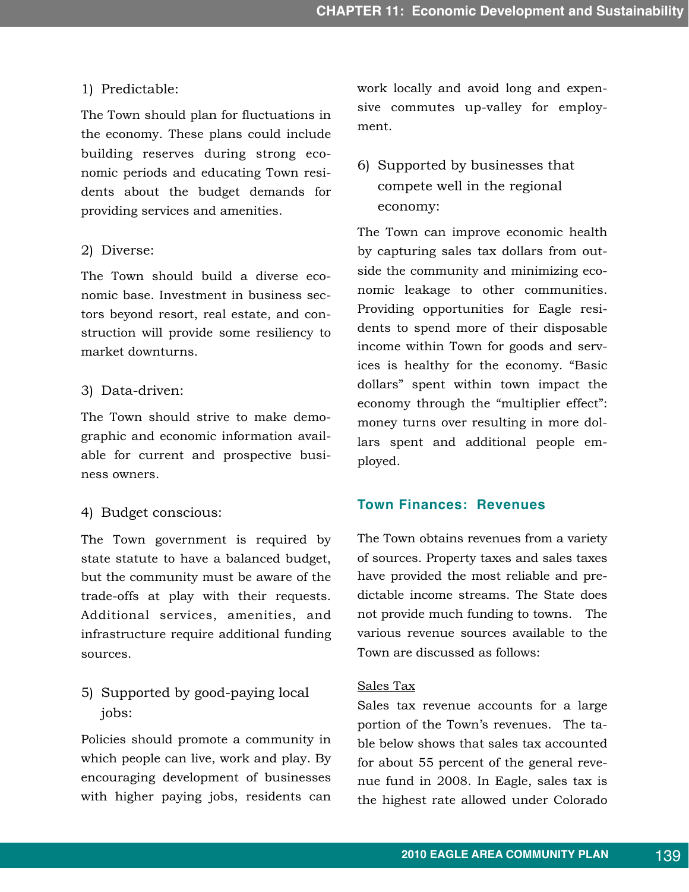1) Predictable:

The Town should plan for fluctuations in the economy. These plans could include building reserves during strong economic periods and educating Town residents about the budget demands for providing services and amenities.

2) Diverse:

The Town should build a diverse economic base. Investment in business sectors beyond resort, real estate, and construction will provide some resiliency to market downturns.

3) Data-driven:

The Town should strive to make demographic and economic information available for current and prospective business owners.

4) Budget conscious:

The Town government is required by state statute to have a balanced budget, but the community must be aware of the trade-offs at play with their requests. Additional services, amenities, and infrastructure require additional funding sources.

5) Supported by good-paying local jobs:

Policies should promote a community in which people can live, work and play. By encouraging development of businesses with higher paying jobs, residents can work locally and avoid long and expensive commutes up-valley for employment.

6) Supported by businesses that compete well in the regional economy:

The Town can improve economic health by capturing sales tax dollars from outside the community and minimizing economic leakage to other communities. Providing opportunities for Eagle residents to spend more of their disposable income within Town for goods and services is healthy for the economy. "Basic dollars" spent within town impact the economy through the "multiplier effect": money turns over resulting in more dollars spent and additional people employed.

### Town Finances: Revenues

The Town obtains revenues from a variety of sources. Property taxes and sales taxes have provided the most reliable and predictable income streams. The State does not provide much funding to towns. The various revenue sources available to the Town are discussed as follows:

Sales Tax

Sales tax revenue accounts for a large portion of the Town's revenues. The table below shows that sales tax accounted for about 55 percent of the general revenue fund in 2008. In Eagle, sales tax is the highest rate allowed under Colorado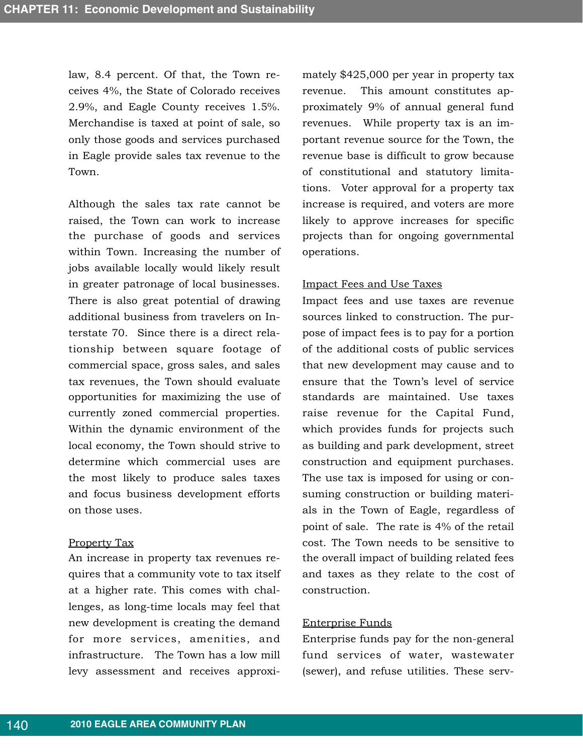law, 8.4 percent. Of that, the Town receives 4%, the State of Colorado receives 2.9%, and Eagle County receives 1.5%. Merchandise is taxed at point of sale, so only those goods and services purchased in Eagle provide sales tax revenue to the Town.

Although the sales tax rate cannot be raised, the Town can work to increase the purchase of goods and services within Town. Increasing the number of jobs available locally would likely result in greater patronage of local businesses. There is also great potential of drawing additional business from travelers on Interstate 70. Since there is a direct relationship between square footage of commercial space, gross sales, and sales tax revenues, the Town should evaluate opportunities for maximizing the use of currently zoned commercial properties. Within the dynamic environment of the local economy, the Town should strive to determine which commercial uses are the most likely to produce sales taxes and focus business development efforts on those uses.

<u>Property Tax</u>

An increase in property tax revenues requires that a community vote to tax itself at a higher rate. This comes with challenges, as long-time locals may feel that new development is creating the demand for more services, amenities, and infrastructure. The Town has a low mill levy assessment and receives approximately $425,000 per year in property tax revenue. This amount constitutes approximately 9% of annual general fund revenues. While property tax is an important revenue source for the Town, the revenue base is difficult to grow because of constitutional and statutory limitations. Voter approval for a property tax increase is required, and voters are more likely to approve increases for specific projects than for ongoing governmental operations.

<u>Impact Fees and Use Taxes</u>

Impact fees and use taxes are revenue sources linked to construction. The purpose of impact fees is to pay for a portion of the additional costs of public services that new development may cause and to ensure that the Town's level of service standards are maintained. Use taxes raise revenue for the Capital Fund, which provides funds for projects such as building and park development, street construction and equipment purchases. The use tax is imposed for using or consuming construction or building materials in the Town of Eagle, regardless of point of sale. The rate is 4% of the retail cost. The Town needs to be sensitive to the overall impact of building related fees and taxes as they relate to the cost of construction.

<u>Enterprise Funds</u>

Enterprise funds pay for the non-general fund services of water, wastewater (sewer), and refuse utilities. These serv-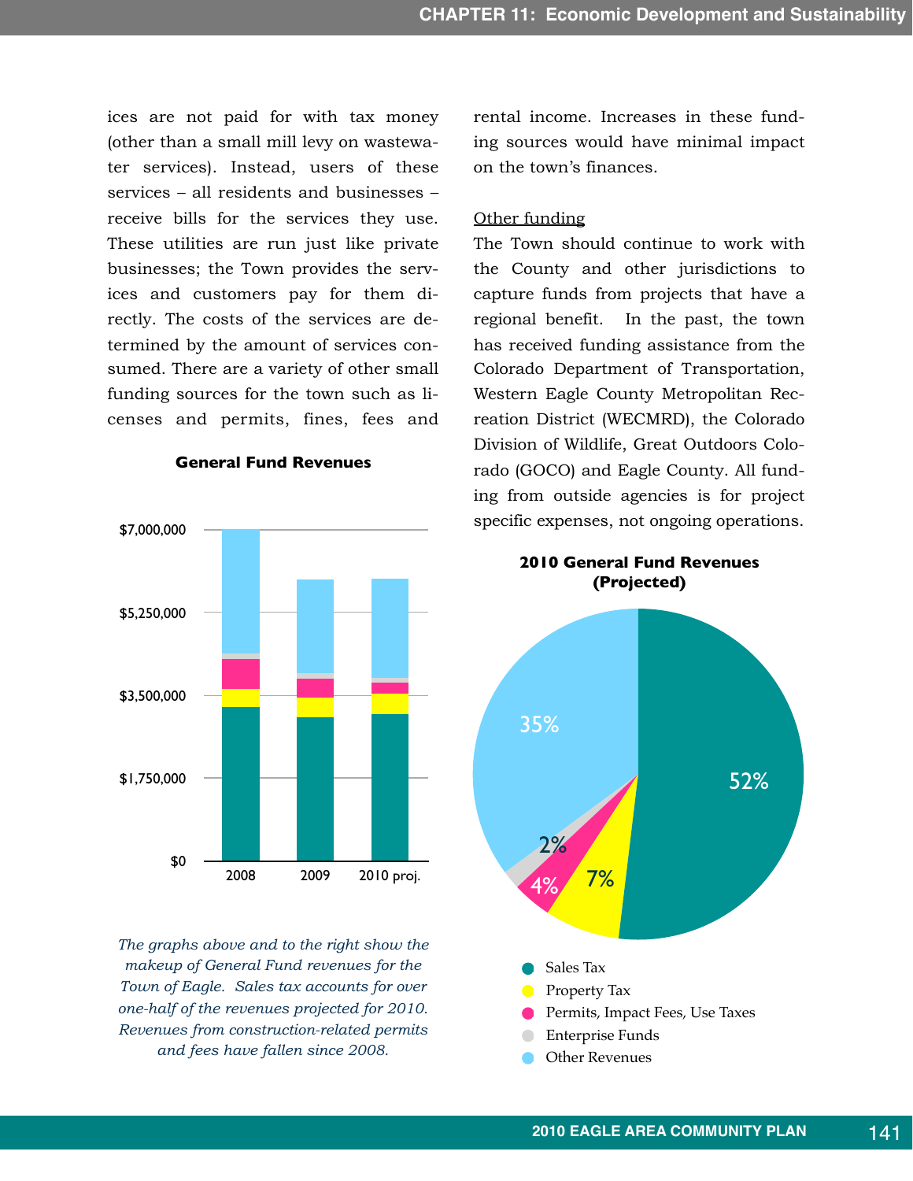ices are not paid for with tax money (other than a small mill levy on wastewater services). Instead, users of these services – all residents and businesses – receive bills for the services they use. These utilities are run just like private businesses; the Town provides the services and customers pay for them directly. The costs of the services are determined by the amount of services consumed. There are a variety of other small funding sources for the town such as licenses and permits, fines, fees and rental income. Increases in these funding sources would have minimal impact on the town's finances.

**General Fund Revenues**

**2010 General Fund Revenues (Projected)**

- Sales Tax — 52%
- Property Tax — 7%
- Permits, Impact Fees, Use Taxes — 4%
- Enterprise Funds — 2%
- Other Revenues — 35%

*The graphs above and to the right show the makeup of General Fund revenues for the Town of Eagle. Sales tax accounts for over one-half of the revenues projected for 2010. Revenues from construction-related permits and fees have fallen since 2008.*

Other funding

The Town should continue to work with the County and other jurisdictions to capture funds from projects that have a regional benefit. In the past, the town has received funding assistance from the Colorado Department of Transportation, Western Eagle County Metropolitan Recreation District (WECMRD), the Colorado Division of Wildlife, Great Outdoors Colorado (GOCO) and Eagle County. All funding from outside agencies is for project specific expenses, not ongoing operations.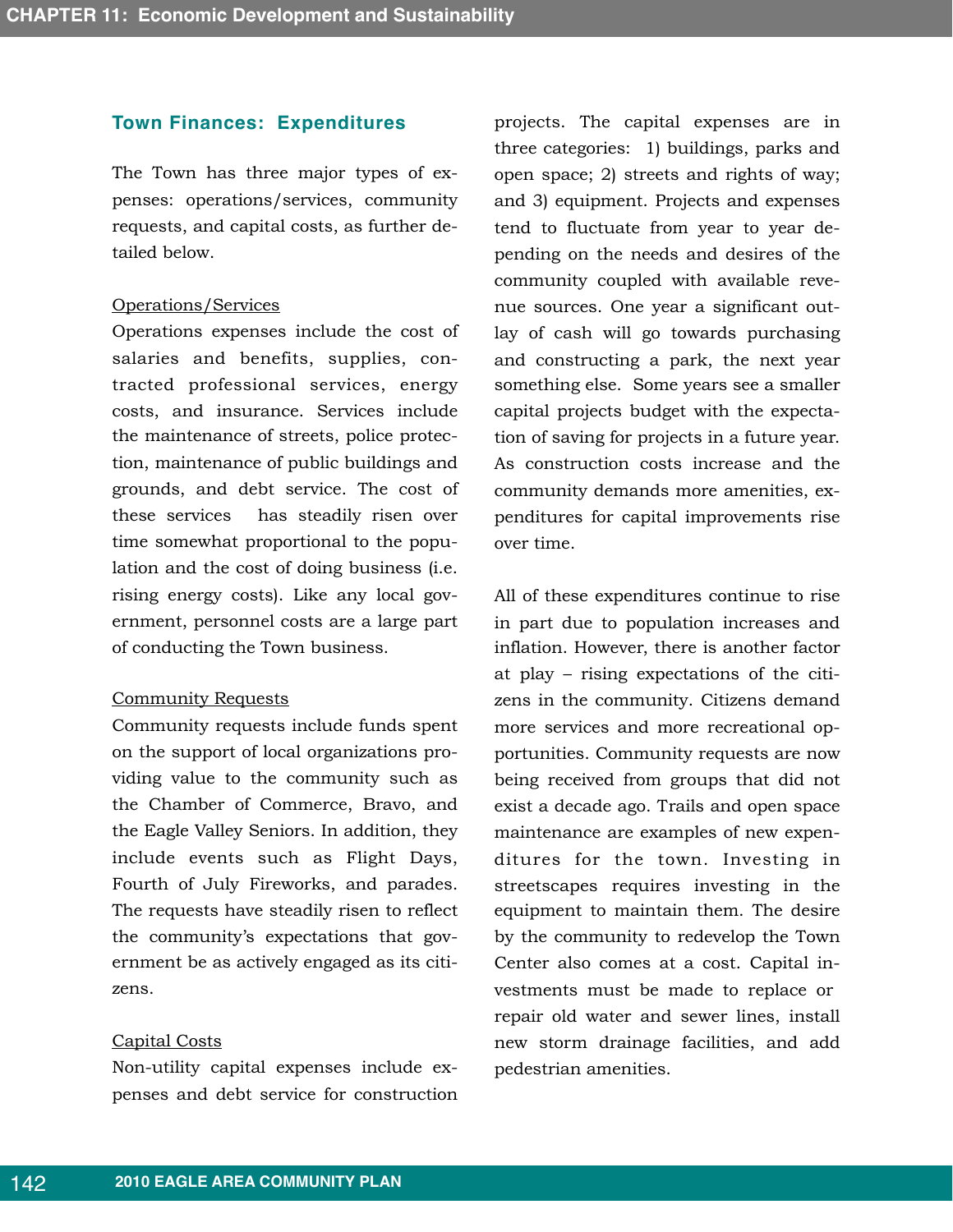## Town Finances: Expenditures

The Town has three major types of expenses: operations/services, community requests, and capital costs, as further detailed below.

Operations/Services

Operations expenses include the cost of salaries and benefits, supplies, contracted professional services, energy costs, and insurance. Services include the maintenance of streets, police protection, maintenance of public buildings and grounds, and debt service. The cost of these services has steadily risen over time somewhat proportional to the population and the cost of doing business (i.e. rising energy costs). Like any local government, personnel costs are a large part of conducting the Town business.

Community Requests

Community requests include funds spent on the support of local organizations providing value to the community such as the Chamber of Commerce, Bravo, and the Eagle Valley Seniors. In addition, they include events such as Flight Days, Fourth of July Fireworks, and parades. The requests have steadily risen to reflect the community's expectations that government be as actively engaged as its citizens.

Capital Costs

Non-utility capital expenses include expenses and debt service for construction projects. The capital expenses are in three categories: 1) buildings, parks and open space; 2) streets and rights of way; and 3) equipment. Projects and expenses tend to fluctuate from year to year depending on the needs and desires of the community coupled with available revenue sources. One year a significant outlay of cash will go towards purchasing and constructing a park, the next year something else. Some years see a smaller capital projects budget with the expectation of saving for projects in a future year. As construction costs increase and the community demands more amenities, expenditures for capital improvements rise over time.

All of these expenditures continue to rise in part due to population increases and inflation. However, there is another factor at play – rising expectations of the citizens in the community. Citizens demand more services and more recreational opportunities. Community requests are now being received from groups that did not exist a decade ago. Trails and open space maintenance are examples of new expenditures for the town. Investing in streetscapes requires investing in the equipment to maintain them. The desire by the community to redevelop the Town Center also comes at a cost. Capital investments must be made to replace or repair old water and sewer lines, install new storm drainage facilities, and add pedestrian amenities.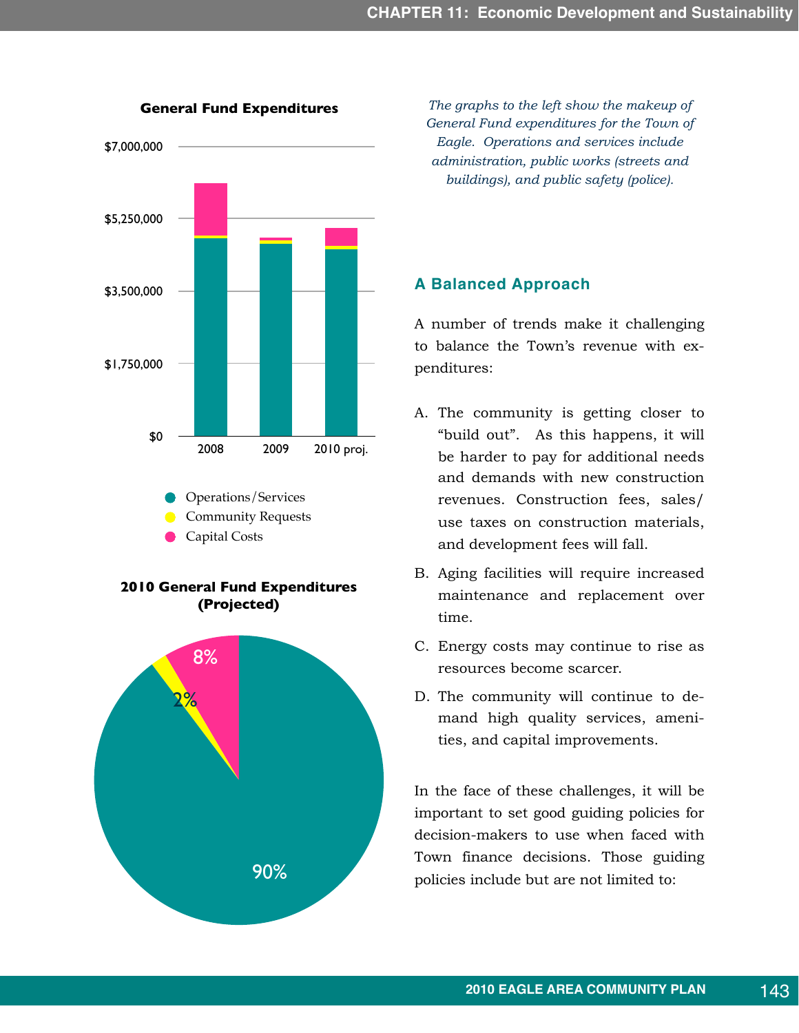**General Fund Expenditures**

$7,000,000
$5,250,000
$3,500,000
$1,750,000
$0

2008 2009 2010 proj.

- Operations/Services
- Community Requests
- Capital Costs

**2010 General Fund Expenditures (Projected)**

8%
2%
90%

*The graphs to the left show the makeup of General Fund expenditures for the Town of Eagle. Operations and services include administration, public works (streets and buildings), and public safety (police).*

## A Balanced Approach

A number of trends make it challenging to balance the Town's revenue with expenditures:

A. The community is getting closer to "build out". As this happens, it will be harder to pay for additional needs and demands with new construction revenues. Construction fees, sales/use taxes on construction materials, and development fees will fall.

B. Aging facilities will require increased maintenance and replacement over time.

C. Energy costs may continue to rise as resources become scarcer.

D. The community will continue to demand high quality services, amenities, and capital improvements.

In the face of these challenges, it will be important to set good guiding policies for decision-makers to use when faced with Town finance decisions. Those guiding policies include but are not limited to: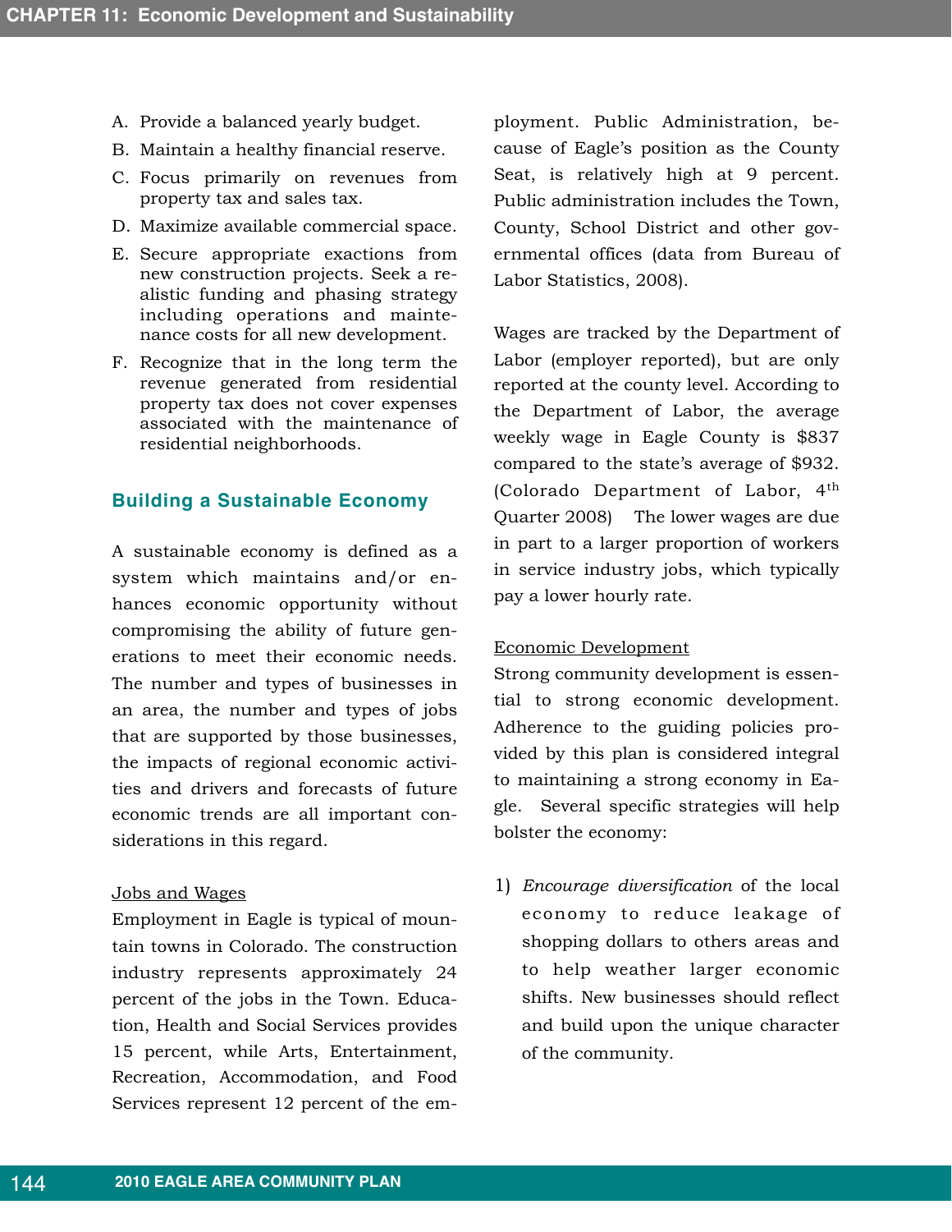A. Provide a balanced yearly budget.
B. Maintain a healthy financial reserve.
C. Focus primarily on revenues from property tax and sales tax.
D. Maximize available commercial space.
E. Secure appropriate exactions from new construction projects. Seek a realistic funding and phasing strategy including operations and maintenance costs for all new development.
F. Recognize that in the long term the revenue generated from residential property tax does not cover expenses associated with the maintenance of residential neighborhoods.

## Building a Sustainable Economy

A sustainable economy is defined as a system which maintains and/or enhances economic opportunity without compromising the ability of future generations to meet their economic needs. The number and types of businesses in an area, the number and types of jobs that are supported by those businesses, the impacts of regional economic activities and drivers and forecasts of future economic trends are all important considerations in this regard.

<u>Jobs and Wages</u>

Employment in Eagle is typical of mountain towns in Colorado. The construction industry represents approximately 24 percent of the jobs in the Town. Education, Health and Social Services provides 15 percent, while Arts, Entertainment, Recreation, Accommodation, and Food Services represent 12 percent of the employment. Public Administration, because of Eagle's position as the County Seat, is relatively high at 9 percent. Public administration includes the Town, County, School District and other governmental offices (data from Bureau of Labor Statistics, 2008).

Wages are tracked by the Department of Labor (employer reported), but are only reported at the county level. According to the Department of Labor, the average weekly wage in Eagle County is $837 compared to the state's average of $932. (Colorado Department of Labor, 4th Quarter 2008) The lower wages are due in part to a larger proportion of workers in service industry jobs, which typically pay a lower hourly rate.

<u>Economic Development</u>

Strong community development is essential to strong economic development. Adherence to the guiding policies provided by this plan is considered integral to maintaining a strong economy in Eagle. Several specific strategies will help bolster the economy:

1) *Encourage diversification* of the local economy to reduce leakage of shopping dollars to others areas and to help weather larger economic shifts. New businesses should reflect and build upon the unique character of the community.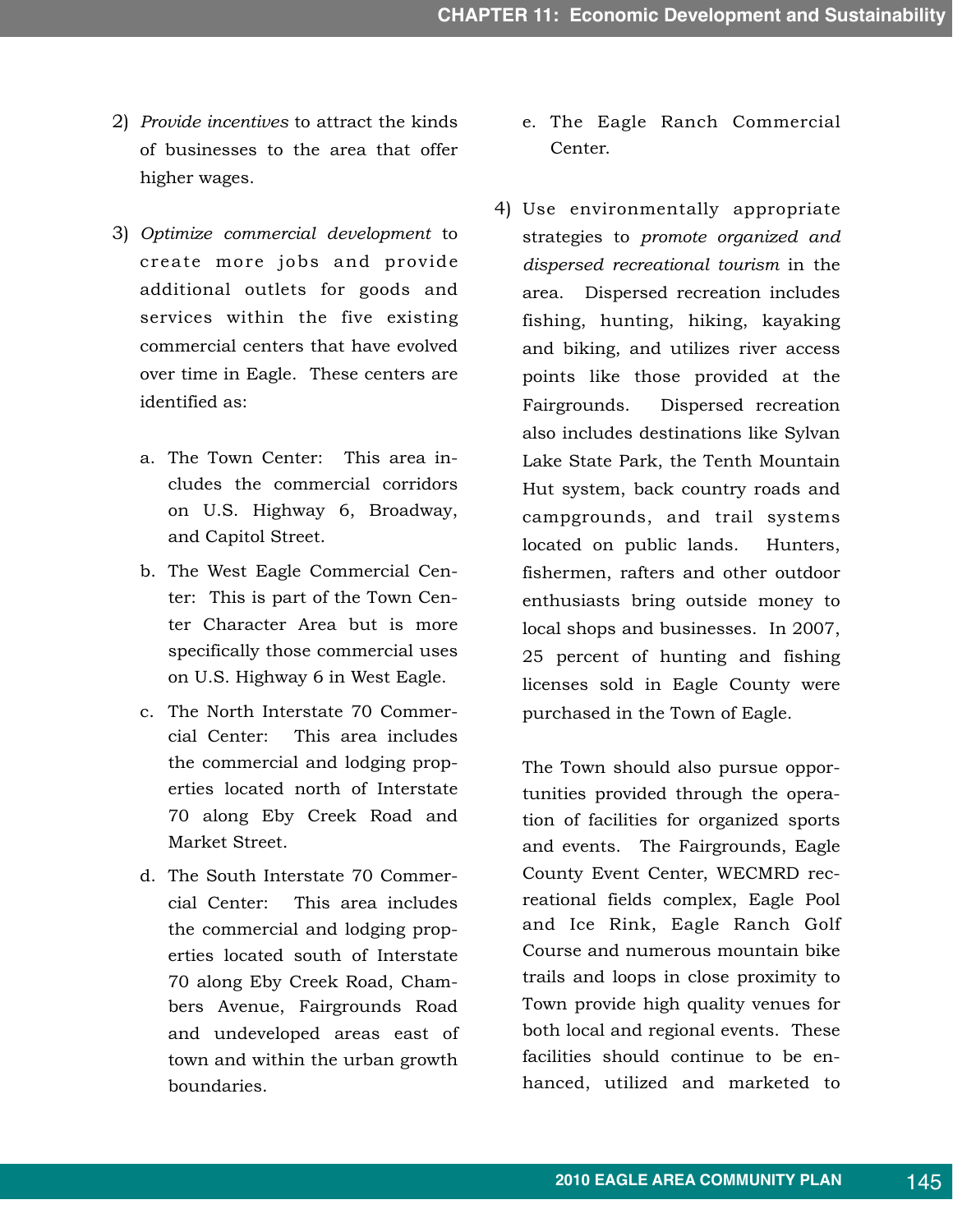2) *Provide incentives* to attract the kinds of businesses to the area that offer higher wages.

3) *Optimize commercial development* to create more jobs and provide additional outlets for goods and services within the five existing commercial centers that have evolved over time in Eagle. These centers are identified as:

   a. The Town Center: This area includes the commercial corridors on U.S. Highway 6, Broadway, and Capitol Street.

   b. The West Eagle Commercial Center: This is part of the Town Center Character Area but is more specifically those commercial uses on U.S. Highway 6 in West Eagle.

   c. The North Interstate 70 Commercial Center: This area includes the commercial and lodging properties located north of Interstate 70 along Eby Creek Road and Market Street.

   d. The South Interstate 70 Commercial Center: This area includes the commercial and lodging properties located south of Interstate 70 along Eby Creek Road, Chambers Avenue, Fairgrounds Road and undeveloped areas east of town and within the urban growth boundaries.

   e. The Eagle Ranch Commercial Center.

4) Use environmentally appropriate strategies to *promote organized and dispersed recreational tourism* in the area. Dispersed recreation includes fishing, hunting, hiking, kayaking and biking, and utilizes river access points like those provided at the Fairgrounds. Dispersed recreation also includes destinations like Sylvan Lake State Park, the Tenth Mountain Hut system, back country roads and campgrounds, and trail systems located on public lands. Hunters, fishermen, rafters and other outdoor enthusiasts bring outside money to local shops and businesses. In 2007, 25 percent of hunting and fishing licenses sold in Eagle County were purchased in the Town of Eagle.

   The Town should also pursue opportunities provided through the operation of facilities for organized sports and events. The Fairgrounds, Eagle County Event Center, WECMRD recreational fields complex, Eagle Pool and Ice Rink, Eagle Ranch Golf Course and numerous mountain bike trails and loops in close proximity to Town provide high quality venues for both local and regional events. These facilities should continue to be enhanced, utilized and marketed to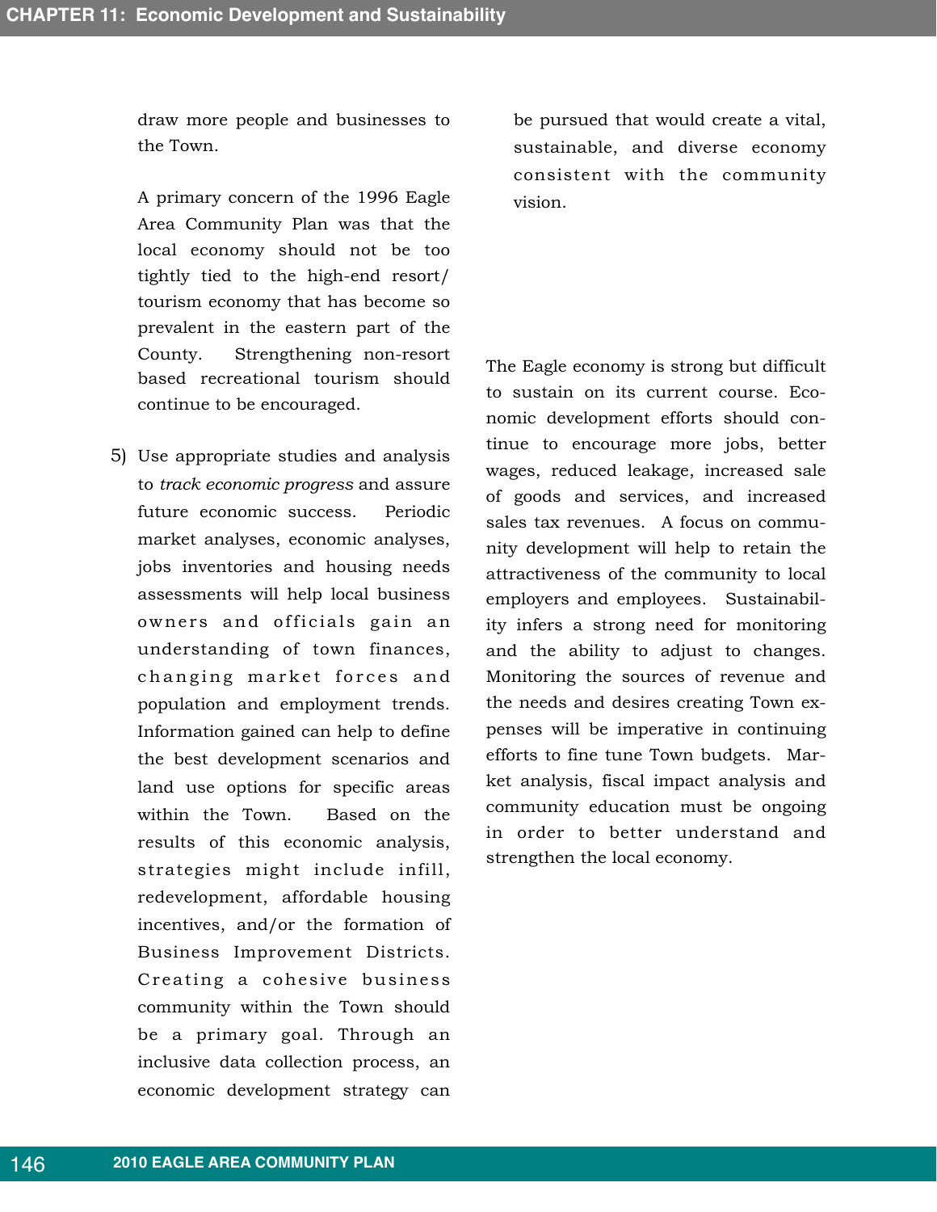draw more people and businesses to the Town.

A primary concern of the 1996 Eagle Area Community Plan was that the local economy should not be too tightly tied to the high-end resort/tourism economy that has become so prevalent in the eastern part of the County. Strengthening non-resort based recreational tourism should continue to be encouraged.

5) Use appropriate studies and analysis to *track economic progress* and assure future economic success. Periodic market analyses, economic analyses, jobs inventories and housing needs assessments will help local business owners and officials gain an understanding of town finances, changing market forces and population and employment trends. Information gained can help to define the best development scenarios and land use options for specific areas within the Town. Based on the results of this economic analysis, strategies might include infill, redevelopment, affordable housing incentives, and/or the formation of Business Improvement Districts. Creating a cohesive business community within the Town should be a primary goal. Through an inclusive data collection process, an economic development strategy can be pursued that would create a vital, sustainable, and diverse economy consistent with the community vision.

The Eagle economy is strong but difficult to sustain on its current course. Economic development efforts should continue to encourage more jobs, better wages, reduced leakage, increased sale of goods and services, and increased sales tax revenues. A focus on community development will help to retain the attractiveness of the community to local employers and employees. Sustainability infers a strong need for monitoring and the ability to adjust to changes. Monitoring the sources of revenue and the needs and desires creating Town expenses will be imperative in continuing efforts to fine tune Town budgets. Market analysis, fiscal impact analysis and community education must be ongoing in order to better understand and strengthen the local economy.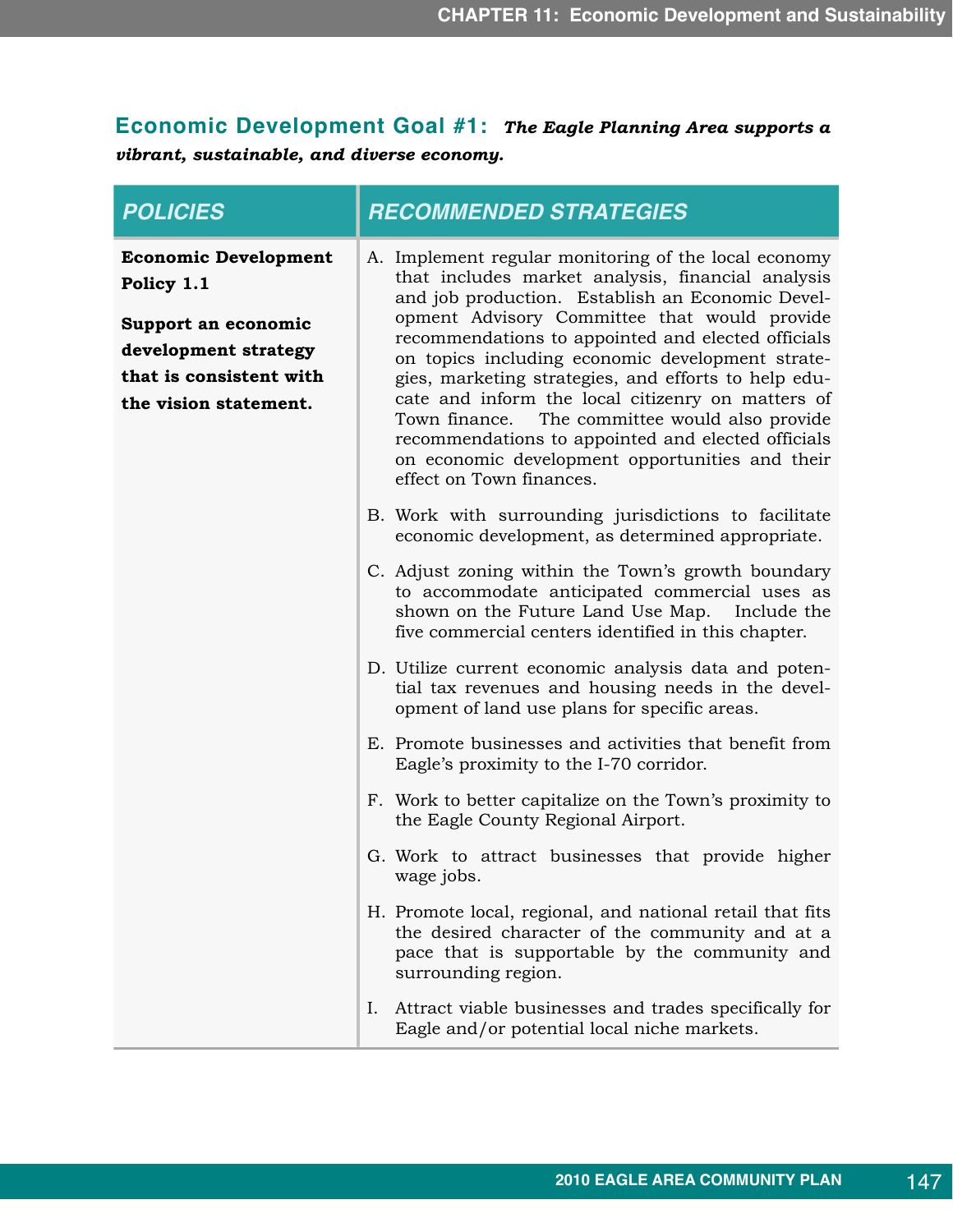## Economic Development Goal #1: *The Eagle Planning Area supports a vibrant, sustainable, and diverse economy.*

| *POLICIES* | *RECOMMENDED STRATEGIES* |
| --- | --- |
| **Economic Development Policy 1.1**<br><br>**Support an economic development strategy that is consistent with the vision statement.** | A. Implement regular monitoring of the local economy that includes market analysis, financial analysis and job production. Establish an Economic Development Advisory Committee that would provide recommendations to appointed and elected officials on topics including economic development strategies, marketing strategies, and efforts to help educate and inform the local citizenry on matters of Town finance. The committee would also provide recommendations to appointed and elected officials on economic development opportunities and their effect on Town finances.<br><br>B. Work with surrounding jurisdictions to facilitate economic development, as determined appropriate.<br><br>C. Adjust zoning within the Town's growth boundary to accommodate anticipated commercial uses as shown on the Future Land Use Map. Include the five commercial centers identified in this chapter.<br><br>D. Utilize current economic analysis data and potential tax revenues and housing needs in the development of land use plans for specific areas.<br><br>E. Promote businesses and activities that benefit from Eagle's proximity to the I-70 corridor.<br><br>F. Work to better capitalize on the Town's proximity to the Eagle County Regional Airport.<br><br>G. Work to attract businesses that provide higher wage jobs.<br><br>H. Promote local, regional, and national retail that fits the desired character of the community and at a pace that is supportable by the community and surrounding region.<br><br>I. Attract viable businesses and trades specifically for Eagle and/or potential local niche markets. |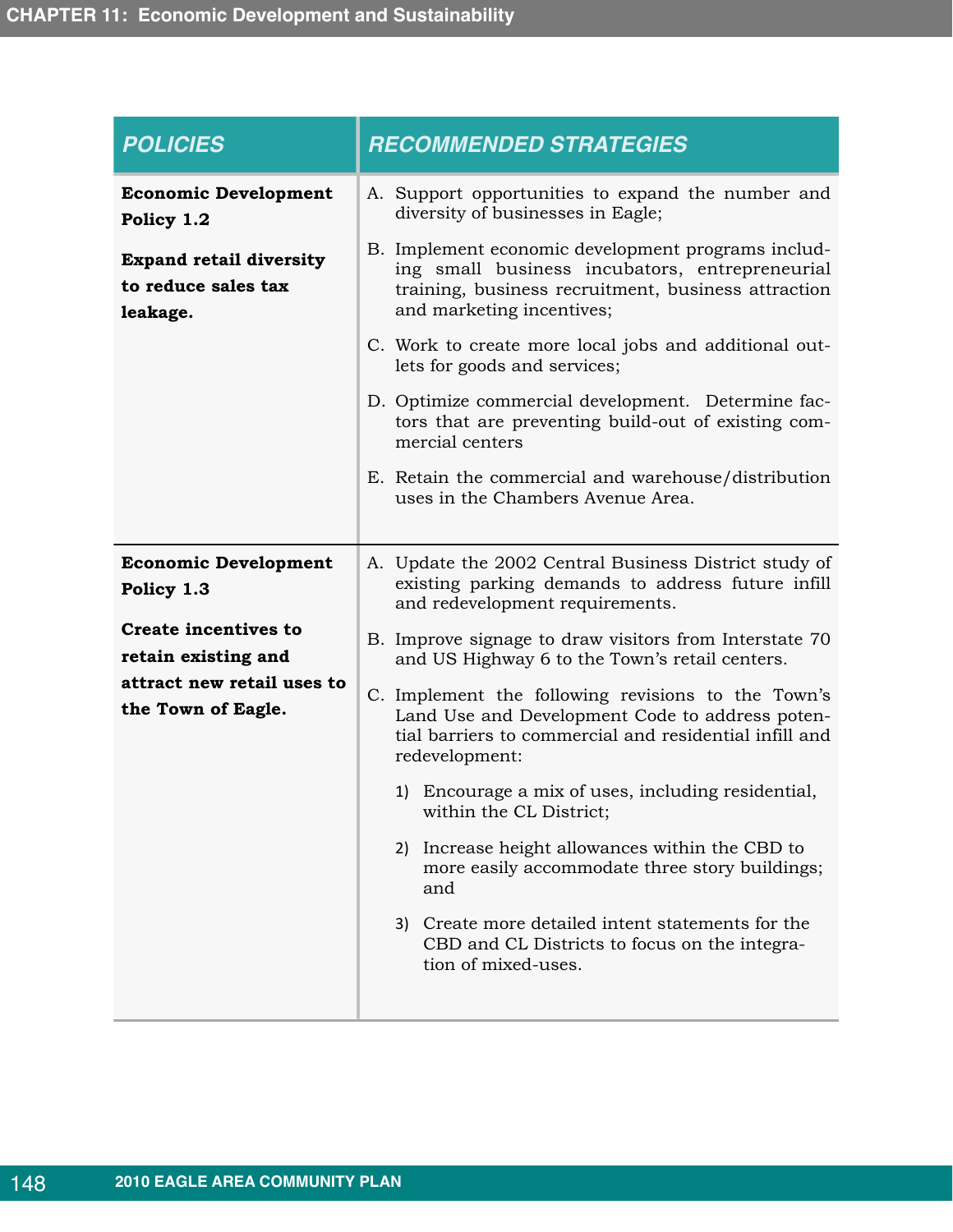| POLICIES | RECOMMENDED STRATEGIES |
|---|---|
| **Economic Development Policy 1.2**<br><br>**Expand retail diversity to reduce sales tax leakage.** | A. Support opportunities to expand the number and diversity of businesses in Eagle;<br><br>B. Implement economic development programs including small business incubators, entrepreneurial training, business recruitment, business attraction and marketing incentives;<br><br>C. Work to create more local jobs and additional outlets for goods and services;<br><br>D. Optimize commercial development. Determine factors that are preventing build-out of existing commercial centers<br><br>E. Retain the commercial and warehouse/distribution uses in the Chambers Avenue Area. |
| **Economic Development Policy 1.3**<br><br>**Create incentives to retain existing and attract new retail uses to the Town of Eagle.** | A. Update the 2002 Central Business District study of existing parking demands to address future infill and redevelopment requirements.<br><br>B. Improve signage to draw visitors from Interstate 70 and US Highway 6 to the Town's retail centers.<br><br>C. Implement the following revisions to the Town's Land Use and Development Code to address potential barriers to commercial and residential infill and redevelopment:<br><br>1) Encourage a mix of uses, including residential, within the CL District;<br><br>2) Increase height allowances within the CBD to more easily accommodate three story buildings; and<br><br>3) Create more detailed intent statements for the CBD and CL Districts to focus on the integration of mixed-uses. |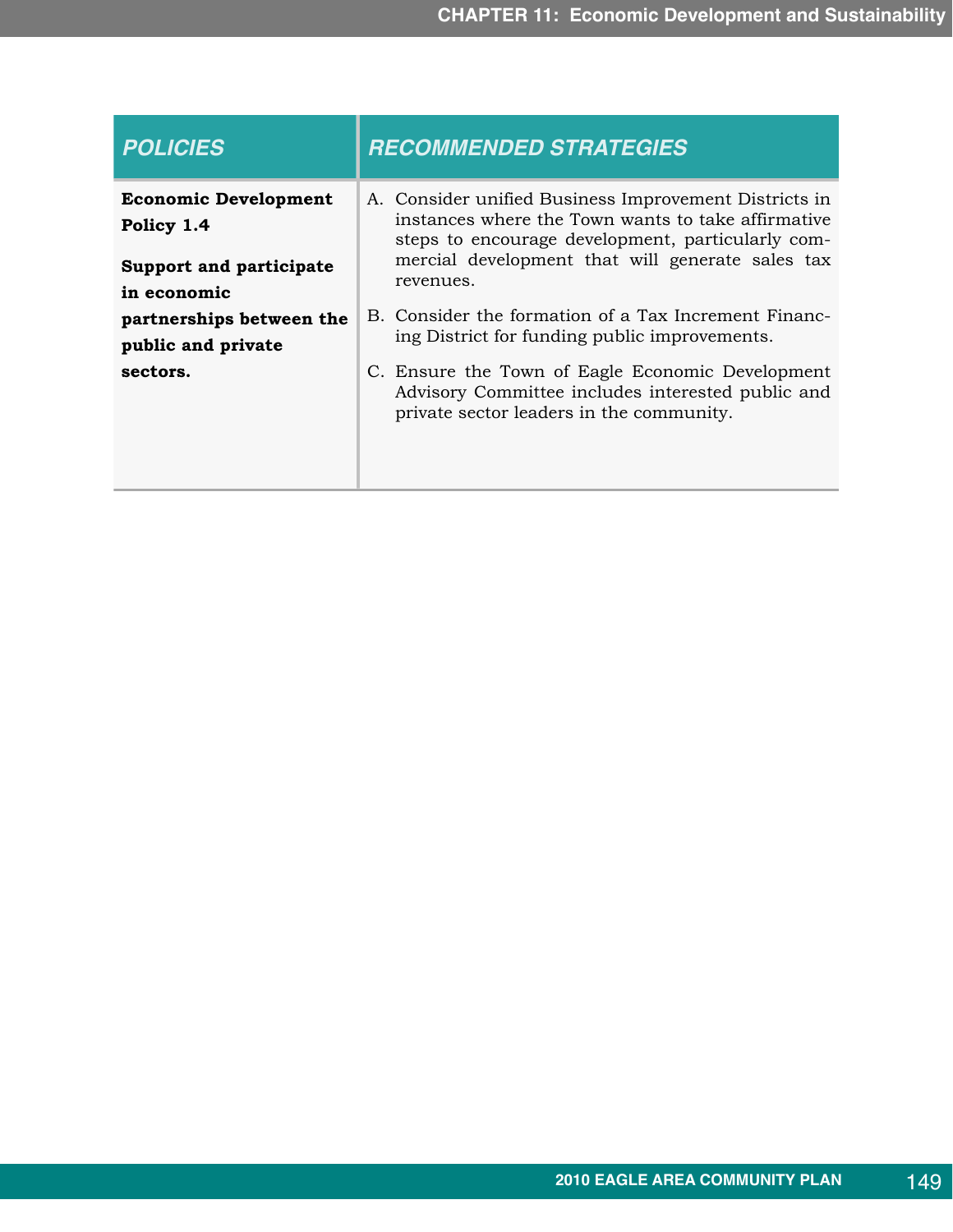| POLICIES | RECOMMENDED STRATEGIES |
|---|---|
| **Economic Development Policy 1.4**<br><br>**Support and participate in economic partnerships between the public and private sectors.** | A. Consider unified Business Improvement Districts in instances where the Town wants to take affirmative steps to encourage development, particularly commercial development that will generate sales tax revenues.<br><br>B. Consider the formation of a Tax Increment Financing District for funding public improvements.<br><br>C. Ensure the Town of Eagle Economic Development Advisory Committee includes interested public and private sector leaders in the community. |